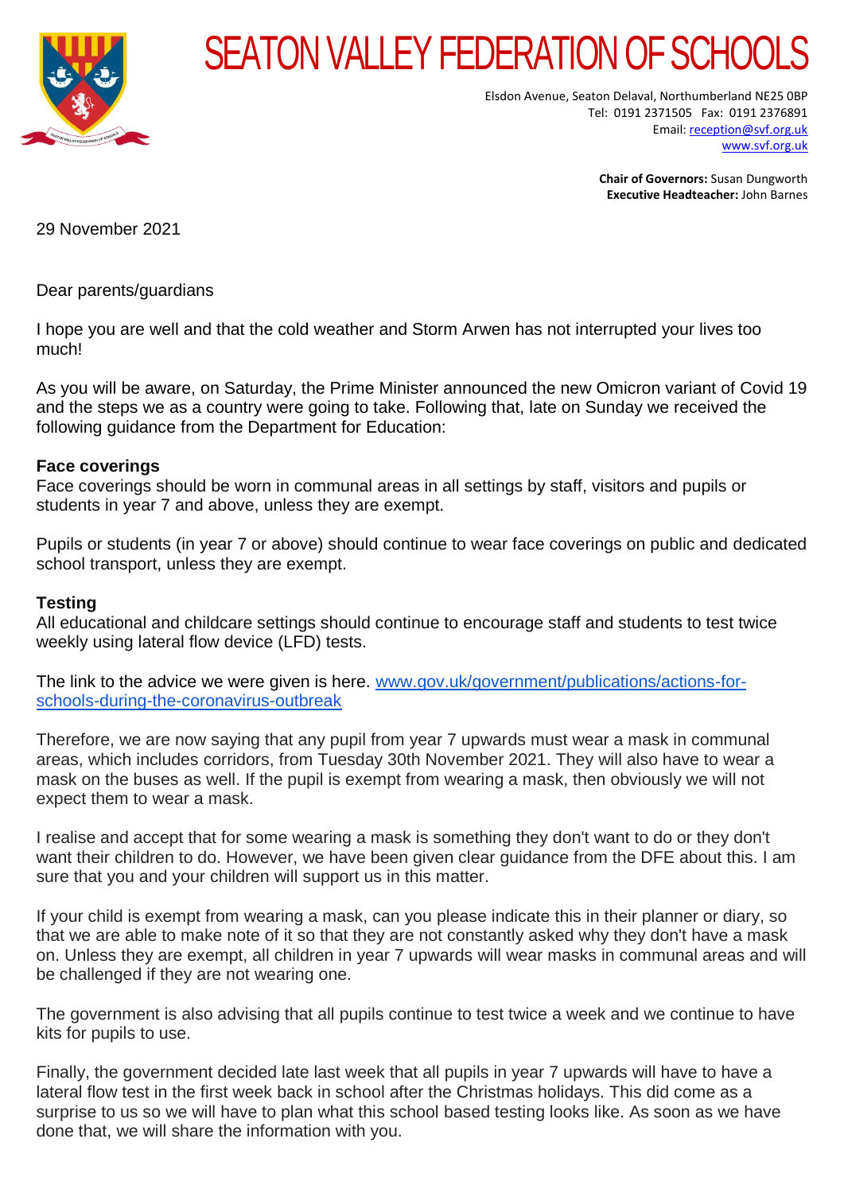# SEATON VALLEY FEDERATION OF SCHOOLS

Elsdon Avenue, Seaton Delaval, Northumberland NE25 0BP
Tel: 0191 2371505 Fax: 0191 2376891
Email: reception@svf.org.uk
www.svf.org.uk

**Chair of Governors:** Susan Dungworth
**Executive Headteacher:** John Barnes

29 November 2021

Dear parents/guardians

I hope you are well and that the cold weather and Storm Arwen has not interrupted your lives too much!

As you will be aware, on Saturday, the Prime Minister announced the new Omicron variant of Covid 19 and the steps we as a country were going to take. Following that, late on Sunday we received the following guidance from the Department for Education:

**Face coverings**
Face coverings should be worn in communal areas in all settings by staff, visitors and pupils or students in year 7 and above, unless they are exempt.

Pupils or students (in year 7 or above) should continue to wear face coverings on public and dedicated school transport, unless they are exempt.

**Testing**
All educational and childcare settings should continue to encourage staff and students to test twice weekly using lateral flow device (LFD) tests.

The link to the advice we were given is here. www.gov.uk/government/publications/actions-for-schools-during-the-coronavirus-outbreak

Therefore, we are now saying that any pupil from year 7 upwards must wear a mask in communal areas, which includes corridors, from Tuesday 30th November 2021. They will also have to wear a mask on the buses as well. If the pupil is exempt from wearing a mask, then obviously we will not expect them to wear a mask.

I realise and accept that for some wearing a mask is something they don't want to do or they don't want their children to do. However, we have been given clear guidance from the DFE about this. I am sure that you and your children will support us in this matter.

If your child is exempt from wearing a mask, can you please indicate this in their planner or diary, so that we are able to make note of it so that they are not constantly asked why they don't have a mask on. Unless they are exempt, all children in year 7 upwards will wear masks in communal areas and will be challenged if they are not wearing one.

The government is also advising that all pupils continue to test twice a week and we continue to have kits for pupils to use.

Finally, the government decided late last week that all pupils in year 7 upwards will have to have a lateral flow test in the first week back in school after the Christmas holidays. This did come as a surprise to us so we will have to plan what this school based testing looks like. As soon as we have done that, we will share the information with you.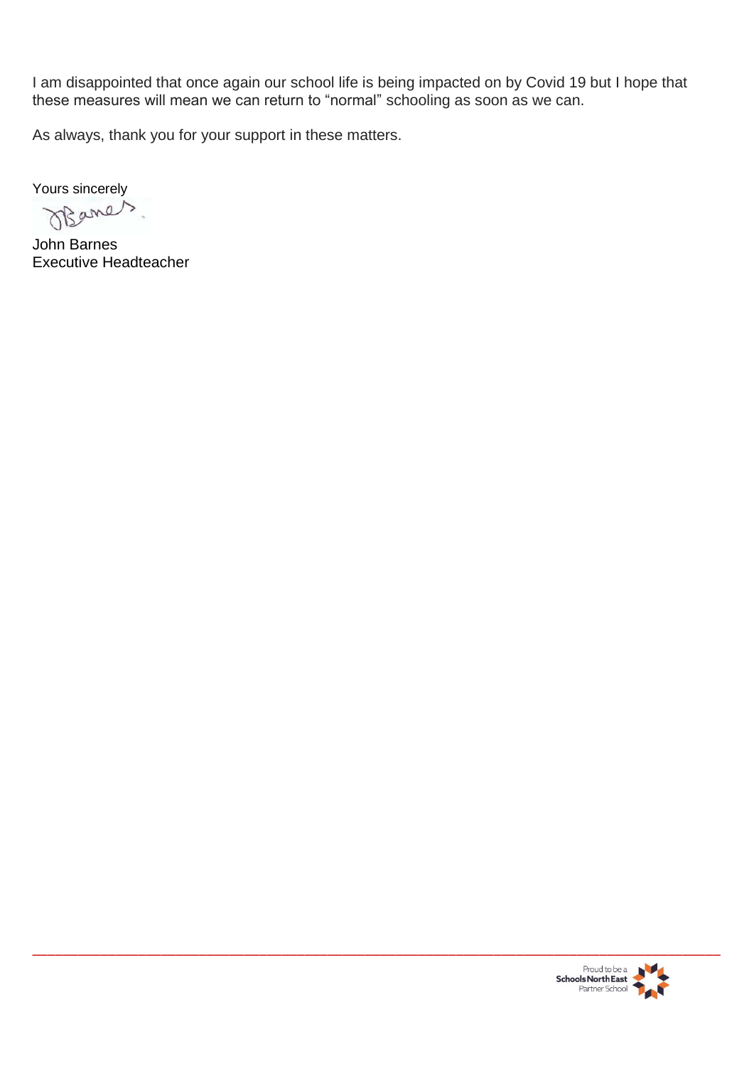I am disappointed that once again our school life is being impacted on by Covid 19 but I hope that these measures will mean we can return to "normal" schooling as soon as we can.

As always, thank you for your support in these matters.

Yours sincerely

John Barnes
Executive Headteacher

Proud to be a
Schools North East
Partner School